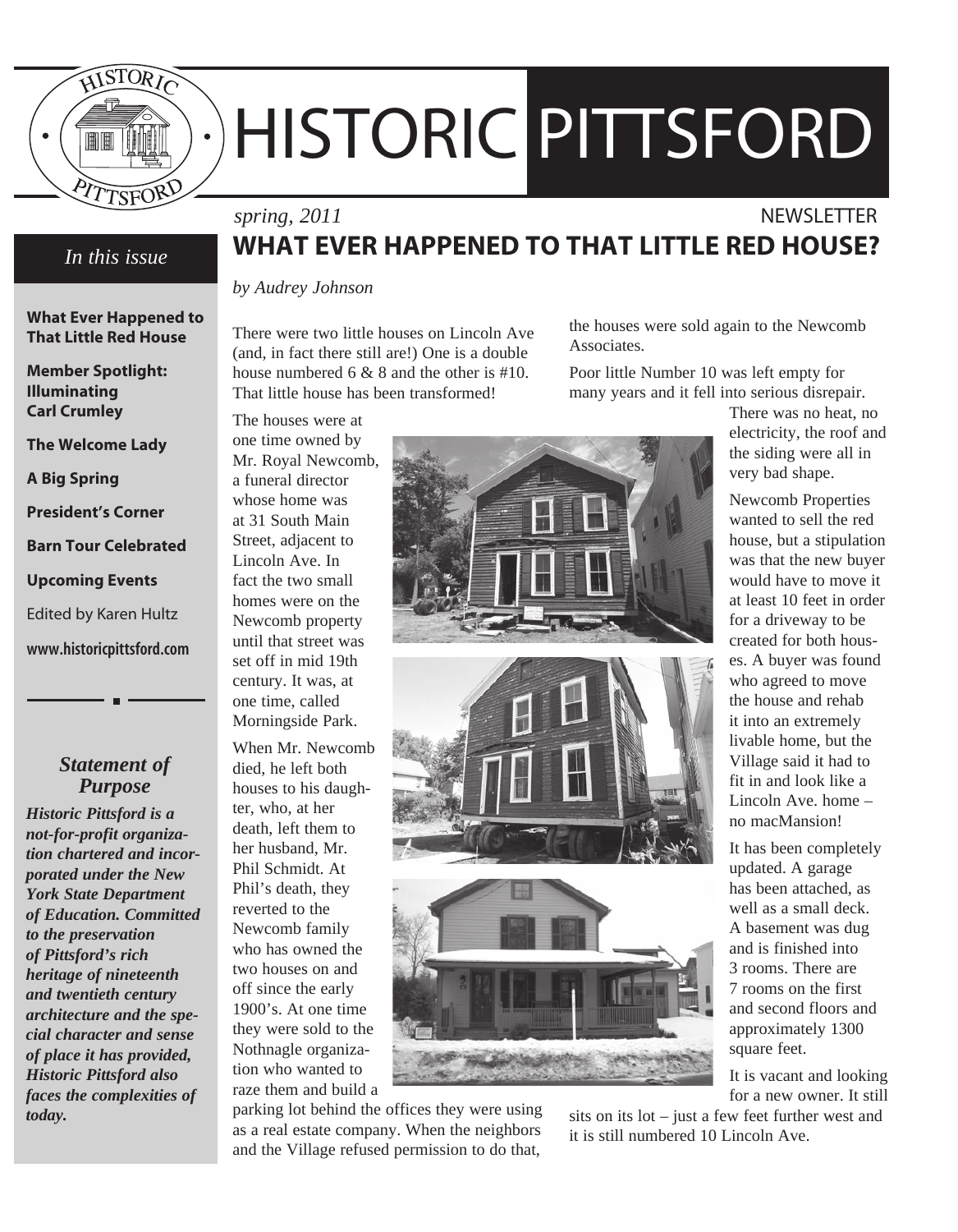# HISTORIC PITTSFORD

*spring, 2011* NEWSLETTER

*In this issue*

**What Ever Happened to That Little Red House**

**Member Spotlight: Illuminating Carl Crumley**

**The Welcome Lady**

**A Big Spring**

**President's Corner**

**Barn Tour Celebrated**

**Upcoming Events**

Edited by Karen Hultz

**www.historicpittsford.com**

### *Statement of Purpose*

***Historic Pittsford is a not-for-profit organization chartered and incorporated under the New York State Department of Education. Committed to the preservation of Pittsford's rich heritage of nineteenth and twentieth century architecture and the special character and sense of place it has provided, Historic Pittsford also faces the complexities of today.***

## WHAT EVER HAPPENED TO THAT LITTLE RED HOUSE?

*by Audrey Johnson*

There were two little houses on Lincoln Ave (and, in fact there still are!) One is a double house numbered 6 & 8 and the other is #10. That little house has been transformed!

The houses were at one time owned by Mr. Royal Newcomb, a funeral director whose home was at 31 South Main Street, adjacent to Lincoln Ave. In fact the two small homes were on the Newcomb property until that street was set off in mid 19th century. It was, at one time, called Morningside Park.

When Mr. Newcomb died, he left both houses to his daughter, who, at her death, left them to her husband, Mr. Phil Schmidt. At Phil's death, they reverted to the Newcomb family who has owned the two houses on and off since the early 1900's. At one time they were sold to the Nothnagle organization who wanted to raze them and build a parking lot behind the offices they were using as a real estate company. When the neighbors and the Village refused permission to do that, the houses were sold again to the Newcomb Associates.

Poor little Number 10 was left empty for many years and it fell into serious disrepair. There was no heat, no electricity, the roof and the siding were all in very bad shape.

Newcomb Properties wanted to sell the red house, but a stipulation was that the new buyer would have to move it at least 10 feet in order for a driveway to be created for both houses. A buyer was found who agreed to move the house and rehab it into an extremely livable home, but the Village said it had to fit in and look like a Lincoln Ave. home – no macMansion!

It has been completely updated. A garage has been attached, as well as a small deck. A basement was dug and is finished into 3 rooms. There are 7 rooms on the first and second floors and approximately 1300 square feet.

It is vacant and looking for a new owner. It still sits on its lot – just a few feet further west and it is still numbered 10 Lincoln Ave.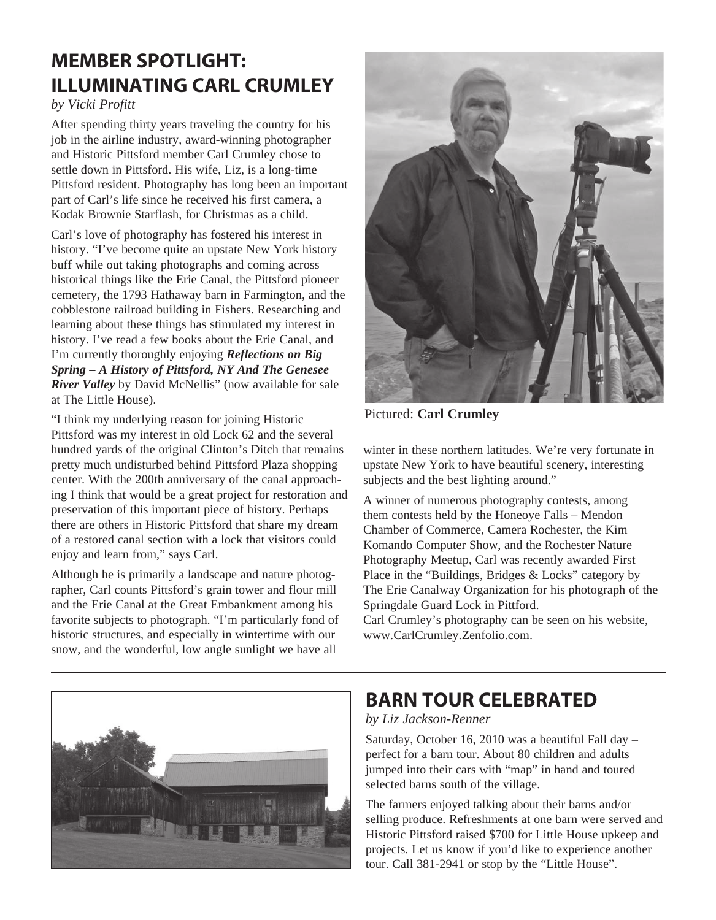## MEMBER SPOTLIGHT: ILLUMINATING CARL CRUMLEY

*by Vicki Profitt*

After spending thirty years traveling the country for his job in the airline industry, award-winning photographer and Historic Pittsford member Carl Crumley chose to settle down in Pittsford. His wife, Liz, is a long-time Pittsford resident. Photography has long been an important part of Carl's life since he received his first camera, a Kodak Brownie Starflash, for Christmas as a child.

Carl's love of photography has fostered his interest in history. "I've become quite an upstate New York history buff while out taking photographs and coming across historical things like the Erie Canal, the Pittsford pioneer cemetery, the 1793 Hathaway barn in Farmington, and the cobblestone railroad building in Fishers. Researching and learning about these things has stimulated my interest in history. I've read a few books about the Erie Canal, and I'm currently thoroughly enjoying ***Reflections on Big Spring – A History of Pittsford, NY And The Genesee River Valley*** by David McNellis" (now available for sale at The Little House).

"I think my underlying reason for joining Historic Pittsford was my interest in old Lock 62 and the several hundred yards of the original Clinton's Ditch that remains pretty much undisturbed behind Pittsford Plaza shopping center. With the 200th anniversary of the canal approaching I think that would be a great project for restoration and preservation of this important piece of history. Perhaps there are others in Historic Pittsford that share my dream of a restored canal section with a lock that visitors could enjoy and learn from," says Carl.

Although he is primarily a landscape and nature photographer, Carl counts Pittsford's grain tower and flour mill and the Erie Canal at the Great Embankment among his favorite subjects to photograph. "I'm particularly fond of historic structures, and especially in wintertime with our snow, and the wonderful, low angle sunlight we have all winter in these northern latitudes. We're very fortunate in upstate New York to have beautiful scenery, interesting subjects and the best lighting around."

Pictured: **Carl Crumley**

A winner of numerous photography contests, among them contests held by the Honeoye Falls – Mendon Chamber of Commerce, Camera Rochester, the Kim Komando Computer Show, and the Rochester Nature Photography Meetup, Carl was recently awarded First Place in the "Buildings, Bridges & Locks" category by The Erie Canalway Organization for his photograph of the Springdale Guard Lock in Pittsford.

Carl Crumley's photography can be seen on his website, www.CarlCrumley.Zenfolio.com.

## BARN TOUR CELEBRATED

*by Liz Jackson-Renner*

Saturday, October 16, 2010 was a beautiful Fall day – perfect for a barn tour. About 80 children and adults jumped into their cars with "map" in hand and toured selected barns south of the village.

The farmers enjoyed talking about their barns and/or selling produce. Refreshments at one barn were served and Historic Pittsford raised $700 for Little House upkeep and projects. Let us know if you'd like to experience another tour. Call 381-2941 or stop by the "Little House".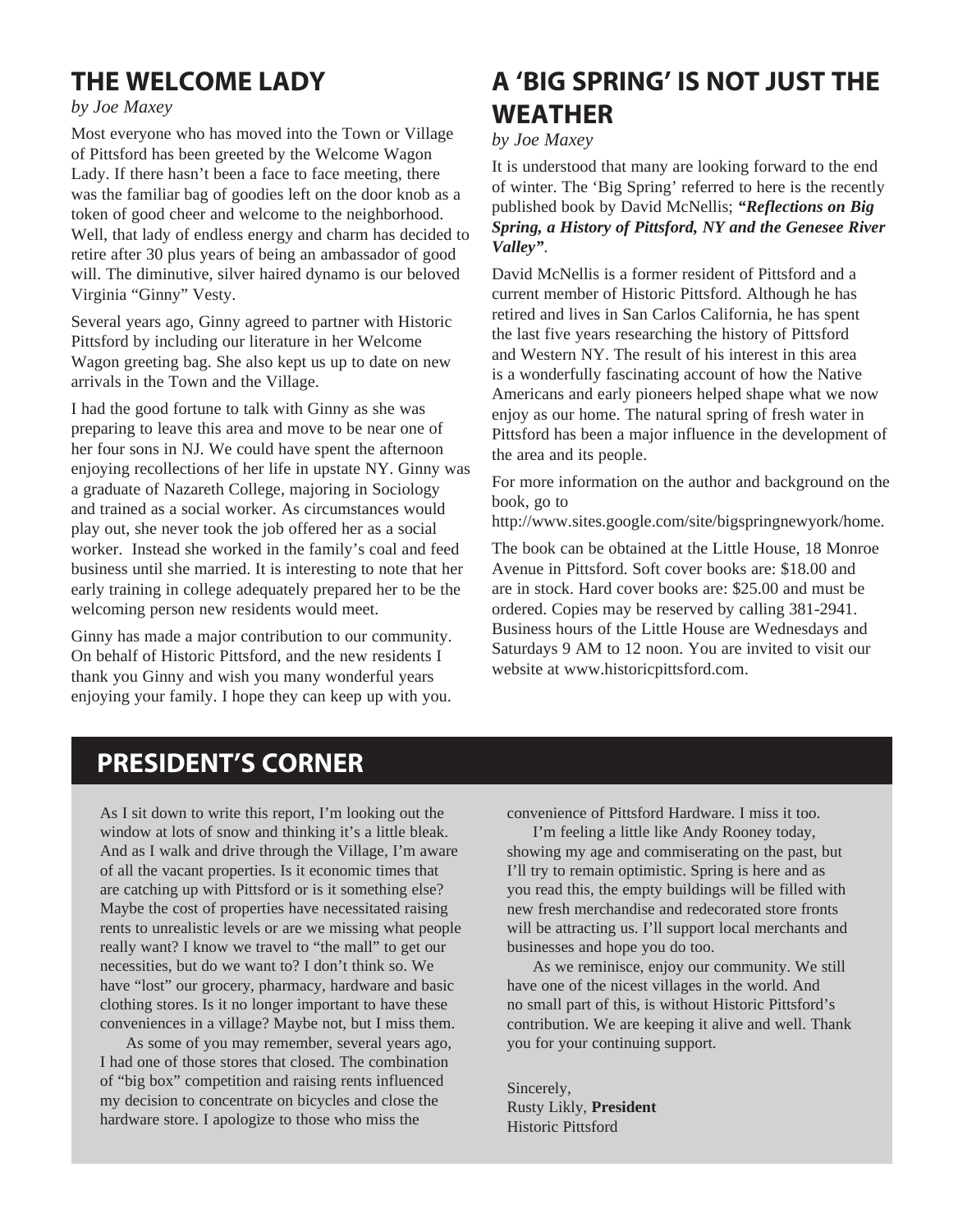## THE WELCOME LADY

*by Joe Maxey*

Most everyone who has moved into the Town or Village of Pittsford has been greeted by the Welcome Wagon Lady. If there hasn't been a face to face meeting, there was the familiar bag of goodies left on the door knob as a token of good cheer and welcome to the neighborhood. Well, that lady of endless energy and charm has decided to retire after 30 plus years of being an ambassador of good will. The diminutive, silver haired dynamo is our beloved Virginia "Ginny" Vesty.

Several years ago, Ginny agreed to partner with Historic Pittsford by including our literature in her Welcome Wagon greeting bag. She also kept us up to date on new arrivals in the Town and the Village.

I had the good fortune to talk with Ginny as she was preparing to leave this area and move to be near one of her four sons in NJ. We could have spent the afternoon enjoying recollections of her life in upstate NY. Ginny was a graduate of Nazareth College, majoring in Sociology and trained as a social worker. As circumstances would play out, she never took the job offered her as a social worker. Instead she worked in the family's coal and feed business until she married. It is interesting to note that her early training in college adequately prepared her to be the welcoming person new residents would meet.

Ginny has made a major contribution to our community. On behalf of Historic Pittsford, and the new residents I thank you Ginny and wish you many wonderful years enjoying your family. I hope they can keep up with you.

## A 'BIG SPRING' IS NOT JUST THE WEATHER

*by Joe Maxey*

It is understood that many are looking forward to the end of winter. The 'Big Spring' referred to here is the recently published book by David McNellis; ***"Reflections on Big Spring, a History of Pittsford, NY and the Genesee River Valley"***.

David McNellis is a former resident of Pittsford and a current member of Historic Pittsford. Although he has retired and lives in San Carlos California, he has spent the last five years researching the history of Pittsford and Western NY. The result of his interest in this area is a wonderfully fascinating account of how the Native Americans and early pioneers helped shape what we now enjoy as our home. The natural spring of fresh water in Pittsford has been a major influence in the development of the area and its people.

For more information on the author and background on the book, go to http://www.sites.google.com/site/bigspringnewyork/home.

The book can be obtained at the Little House, 18 Monroe Avenue in Pittsford. Soft cover books are: $18.00 and are in stock. Hard cover books are: $25.00 and must be ordered. Copies may be reserved by calling 381-2941. Business hours of the Little House are Wednesdays and Saturdays 9 AM to 12 noon. You are invited to visit our website at www.historicpittsford.com.

## PRESIDENT'S CORNER

As I sit down to write this report, I'm looking out the window at lots of snow and thinking it's a little bleak. And as I walk and drive through the Village, I'm aware of all the vacant properties. Is it economic times that are catching up with Pittsford or is it something else? Maybe the cost of properties have necessitated raising rents to unrealistic levels or are we missing what people really want? I know we travel to "the mall" to get our necessities, but do we want to? I don't think so. We have "lost" our grocery, pharmacy, hardware and basic clothing stores. Is it no longer important to have these conveniences in a village? Maybe not, but I miss them.

As some of you may remember, several years ago, I had one of those stores that closed. The combination of "big box" competition and raising rents influenced my decision to concentrate on bicycles and close the hardware store. I apologize to those who miss the convenience of Pittsford Hardware. I miss it too.

I'm feeling a little like Andy Rooney today, showing my age and commiserating on the past, but I'll try to remain optimistic. Spring is here and as you read this, the empty buildings will be filled with new fresh merchandise and redecorated store fronts will be attracting us. I'll support local merchants and businesses and hope you do too.

As we reminisce, enjoy our community. We still have one of the nicest villages in the world. And no small part of this, is without Historic Pittsford's contribution. We are keeping it alive and well. Thank you for your continuing support.

Sincerely,  
Rusty Likly, **President**  
Historic Pittsford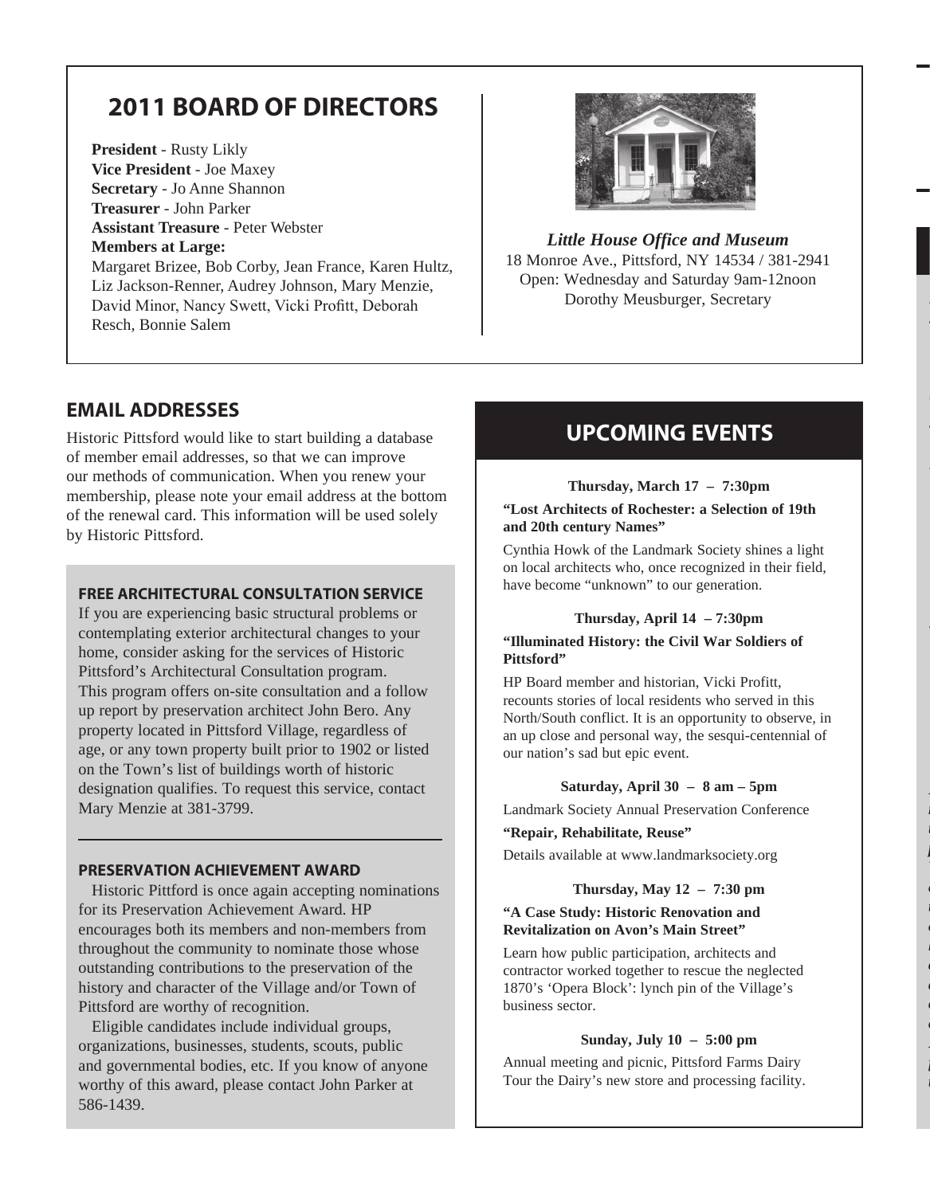## 2011 BOARD OF DIRECTORS

**President** - Rusty Likly
**Vice President** - Joe Maxey
**Secretary** - Jo Anne Shannon
**Treasurer** - John Parker
**Assistant Treasure** - Peter Webster
**Members at Large:**
Margaret Brizee, Bob Corby, Jean France, Karen Hultz, Liz Jackson-Renner, Audrey Johnson, Mary Menzie, David Minor, Nancy Swett, Vicki Profitt, Deborah Resch, Bonnie Salem

***Little House Office and Museum***
18 Monroe Ave., Pittsford, NY 14534 / 381-2941
Open: Wednesday and Saturday 9am-12noon
Dorothy Meusburger, Secretary

## EMAIL ADDRESSES

Historic Pittsford would like to start building a database of member email addresses, so that we can improve our methods of communication. When you renew your membership, please note your email address at the bottom of the renewal card. This information will be used solely by Historic Pittsford.

### FREE ARCHITECTURAL CONSULTATION SERVICE

If you are experiencing basic structural problems or contemplating exterior architectural changes to your home, consider asking for the services of Historic Pittsford's Architectural Consultation program. This program offers on-site consultation and a follow up report by preservation architect John Bero. Any property located in Pittsford Village, regardless of age, or any town property built prior to 1902 or listed on the Town's list of buildings worth of historic designation qualifies. To request this service, contact Mary Menzie at 381-3799.

### PRESERVATION ACHIEVEMENT AWARD

Historic Pittford is once again accepting nominations for its Preservation Achievement Award. HP encourages both its members and non-members from throughout the community to nominate those whose outstanding contributions to the preservation of the history and character of the Village and/or Town of Pittsford are worthy of recognition.

Eligible candidates include individual groups, organizations, businesses, students, scouts, public and governmental bodies, etc. If you know of anyone worthy of this award, please contact John Parker at 586-1439.

## UPCOMING EVENTS

**Thursday, March 17 – 7:30pm**

**"Lost Architects of Rochester: a Selection of 19th and 20th century Names"**

Cynthia Howk of the Landmark Society shines a light on local architects who, once recognized in their field, have become "unknown" to our generation.

**Thursday, April 14 – 7:30pm**

**"Illuminated History: the Civil War Soldiers of Pittsford"**

HP Board member and historian, Vicki Profitt, recounts stories of local residents who served in this North/South conflict. It is an opportunity to observe, in an up close and personal way, the sesqui-centennial of our nation's sad but epic event.

**Saturday, April 30 – 8 am – 5pm**

Landmark Society Annual Preservation Conference

**"Repair, Rehabilitate, Reuse"**

Details available at www.landmarksociety.org

**Thursday, May 12 – 7:30 pm**

**"A Case Study: Historic Renovation and Revitalization on Avon's Main Street"**

Learn how public participation, architects and contractor worked together to rescue the neglected 1870's 'Opera Block': lynch pin of the Village's business sector.

**Sunday, July 10 – 5:00 pm**

Annual meeting and picnic, Pittsford Farms Dairy
Tour the Dairy's new store and processing facility.